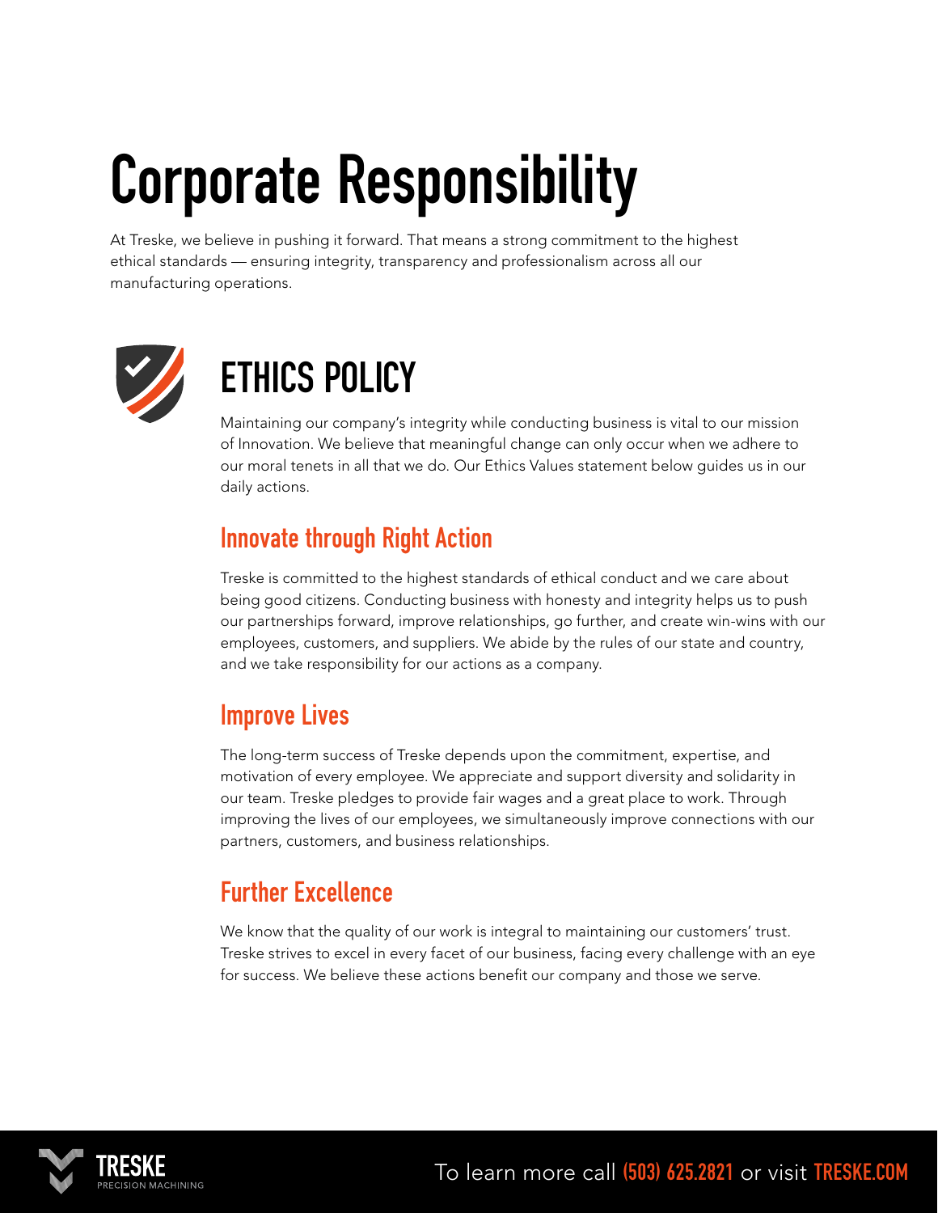# Corporate Responsibility

At Treske, we believe in pushing it forward. That means a strong commitment to the highest ethical standards — ensuring integrity, transparency and professionalism across all our manufacturing operations.

## ETHICS POLICY

Maintaining our company's integrity while conducting business is vital to our mission of Innovation. We believe that meaningful change can only occur when we adhere to our moral tenets in all that we do. Our Ethics Values statement below guides us in our daily actions.

### Innovate through Right Action

Treske is committed to the highest standards of ethical conduct and we care about being good citizens. Conducting business with honesty and integrity helps us to push our partnerships forward, improve relationships, go further, and create win-wins with our employees, customers, and suppliers. We abide by the rules of our state and country, and we take responsibility for our actions as a company.

### Improve Lives

The long-term success of Treske depends upon the commitment, expertise, and motivation of every employee. We appreciate and support diversity and solidarity in our team. Treske pledges to provide fair wages and a great place to work. Through improving the lives of our employees, we simultaneously improve connections with our partners, customers, and business relationships.

### Further Excellence

We know that the quality of our work is integral to maintaining our customers' trust. Treske strives to excel in every facet of our business, facing every challenge with an eye for success. We believe these actions benefit our company and those we serve.

TRESKE
PRECISION MACHINING

To learn more call **(503) 625.2821** or visit **TRESKE.COM**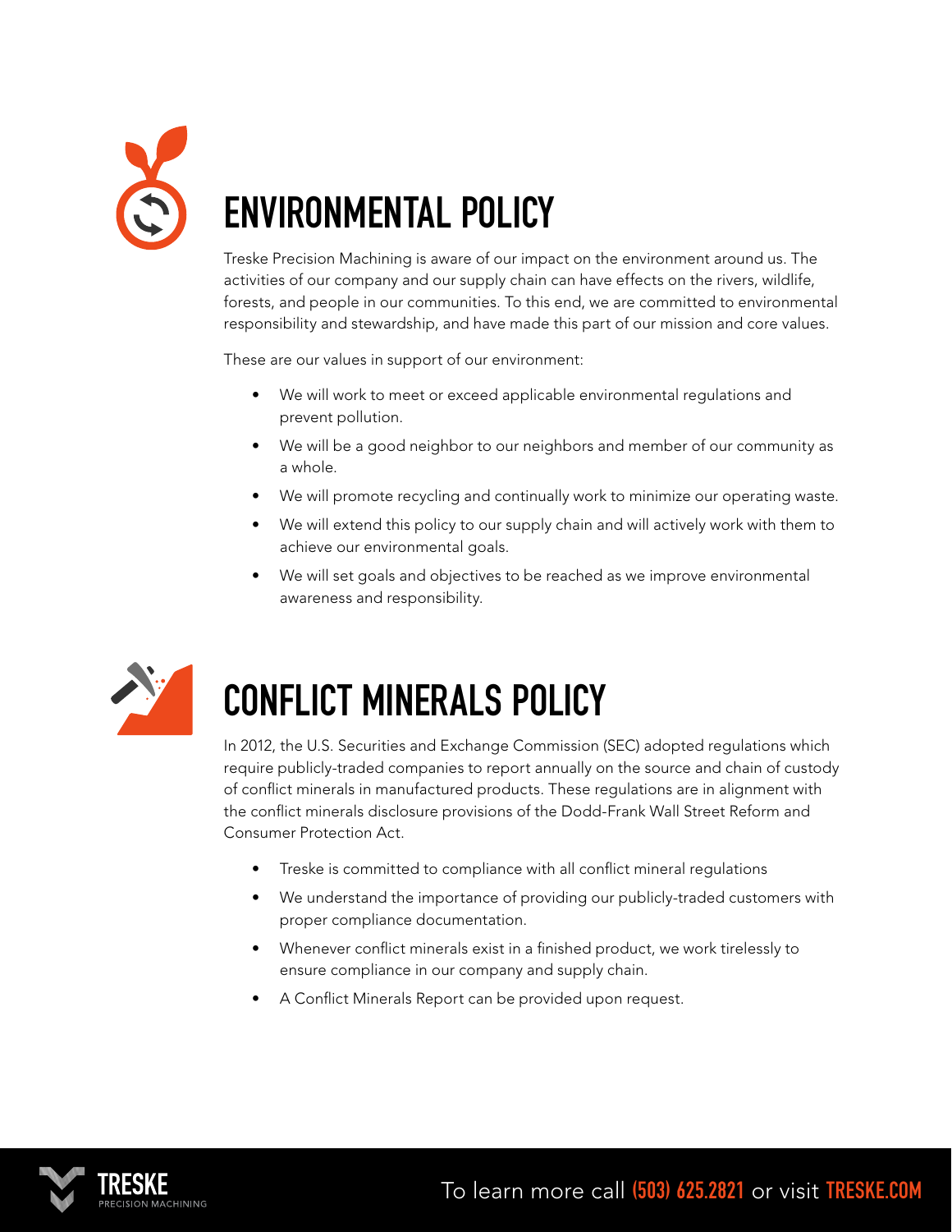# ENVIRONMENTAL POLICY

Treske Precision Machining is aware of our impact on the environment around us. The activities of our company and our supply chain can have effects on the rivers, wildlife, forests, and people in our communities. To this end, we are committed to environmental responsibility and stewardship, and have made this part of our mission and core values.

These are our values in support of our environment:

- We will work to meet or exceed applicable environmental regulations and prevent pollution.
- We will be a good neighbor to our neighbors and member of our community as a whole.
- We will promote recycling and continually work to minimize our operating waste.
- We will extend this policy to our supply chain and will actively work with them to achieve our environmental goals.
- We will set goals and objectives to be reached as we improve environmental awareness and responsibility.

# CONFLICT MINERALS POLICY

In 2012, the U.S. Securities and Exchange Commission (SEC) adopted regulations which require publicly-traded companies to report annually on the source and chain of custody of conflict minerals in manufactured products. These regulations are in alignment with the conflict minerals disclosure provisions of the Dodd-Frank Wall Street Reform and Consumer Protection Act.

- Treske is committed to compliance with all conflict mineral regulations
- We understand the importance of providing our publicly-traded customers with proper compliance documentation.
- Whenever conflict minerals exist in a finished product, we work tirelessly to ensure compliance in our company and supply chain.
- A Conflict Minerals Report can be provided upon request.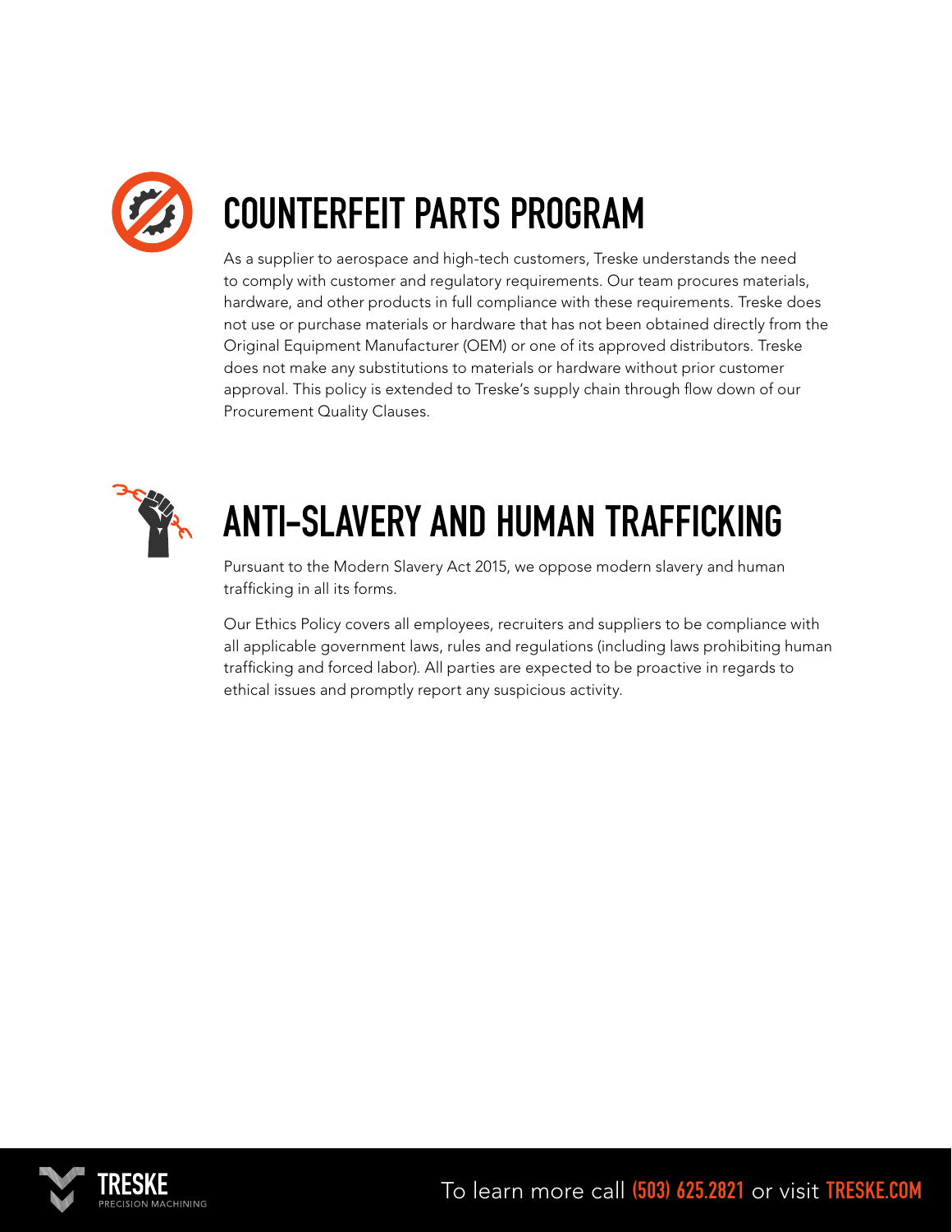# COUNTERFEIT PARTS PROGRAM

As a supplier to aerospace and high-tech customers, Treske understands the need to comply with customer and regulatory requirements. Our team procures materials, hardware, and other products in full compliance with these requirements. Treske does not use or purchase materials or hardware that has not been obtained directly from the Original Equipment Manufacturer (OEM) or one of its approved distributors. Treske does not make any substitutions to materials or hardware without prior customer approval. This policy is extended to Treske's supply chain through flow down of our Procurement Quality Clauses.

# ANTI-SLAVERY AND HUMAN TRAFFICKING

Pursuant to the Modern Slavery Act 2015, we oppose modern slavery and human trafficking in all its forms.

Our Ethics Policy covers all employees, recruiters and suppliers to be compliance with all applicable government laws, rules and regulations (including laws prohibiting human trafficking and forced labor). All parties are expected to be proactive in regards to ethical issues and promptly report any suspicious activity.